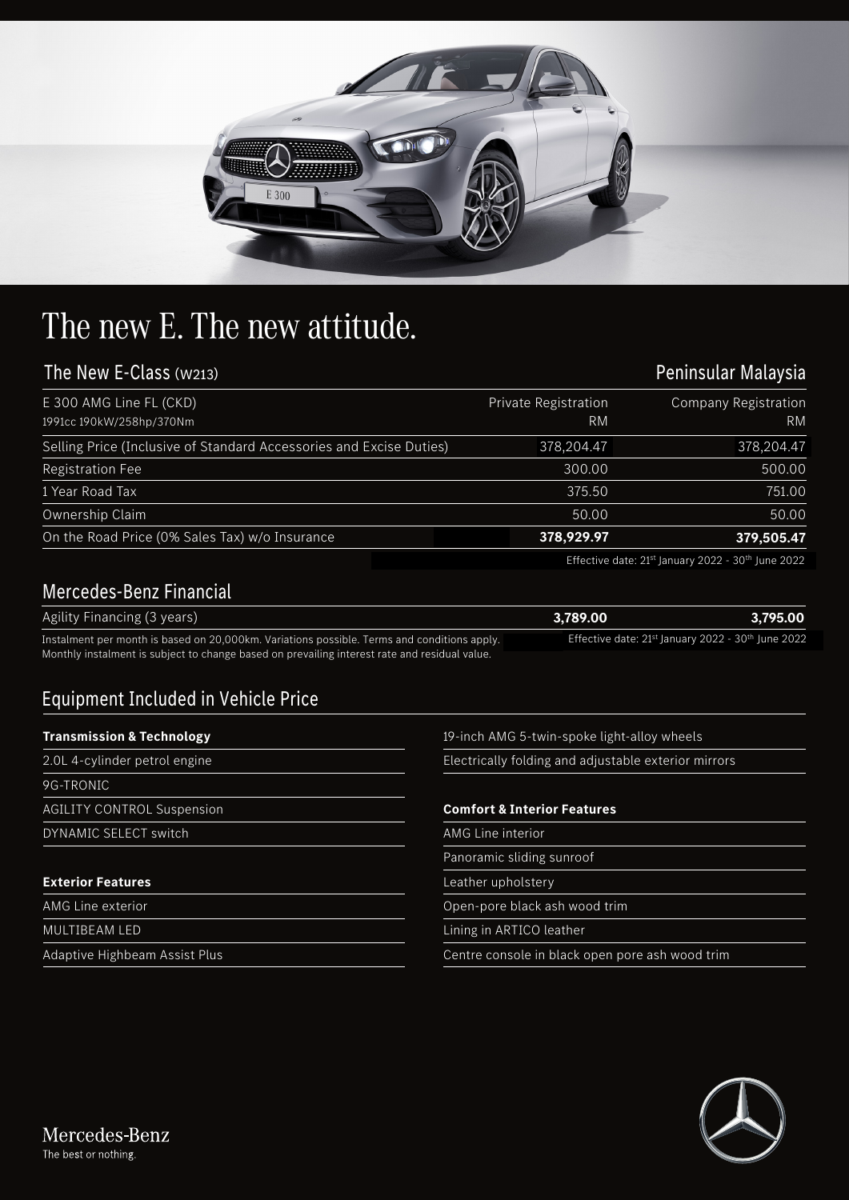# The new E. The new attitude.

## The New E-Class (W213) — Peninsular Malaysia

| E 300 AMG Line FL (CKD)<br>1991cc 190kW/258hp/370Nm | Private Registration<br>RM | Company Registration<br>RM |
|---|---|---|
| Selling Price (Inclusive of Standard Accessories and Excise Duties) | 378,204.47 | 378,204.47 |
| Registration Fee | 300.00 | 500.00 |
| 1 Year Road Tax | 375.50 | 751.00 |
| Ownership Claim | 50.00 | 50.00 |
| On the Road Price (0% Sales Tax) w/o Insurance | **378,929.97** | **379,505.47** |

Effective date: 21st January 2022 - 30th June 2022

## Mercedes-Benz Financial

| | | |
|---|---|---|
| Agility Financing (3 years) | **3,789.00** | **3,795.00** |

Instalment per month is based on 20,000km. Variations possible. Terms and conditions apply.
Monthly instalment is subject to change based on prevailing interest rate and residual value.

Effective date: 21st January 2022 - 30th June 2022

## Equipment Included in Vehicle Price

**Transmission & Technology**

- 2.0L 4-cylinder petrol engine
- 9G-TRONIC
- AGILITY CONTROL Suspension
- DYNAMIC SELECT switch

**Exterior Features**

- AMG Line exterior
- MULTIBEAM LED
- Adaptive Highbeam Assist Plus
- 19-inch AMG 5-twin-spoke light-alloy wheels
- Electrically folding and adjustable exterior mirrors

**Comfort & Interior Features**

- AMG Line interior
- Panoramic sliding sunroof
- Leather upholstery
- Open-pore black ash wood trim
- Lining in ARTICO leather
- Centre console in black open pore ash wood trim

Mercedes-Benz
The best or nothing.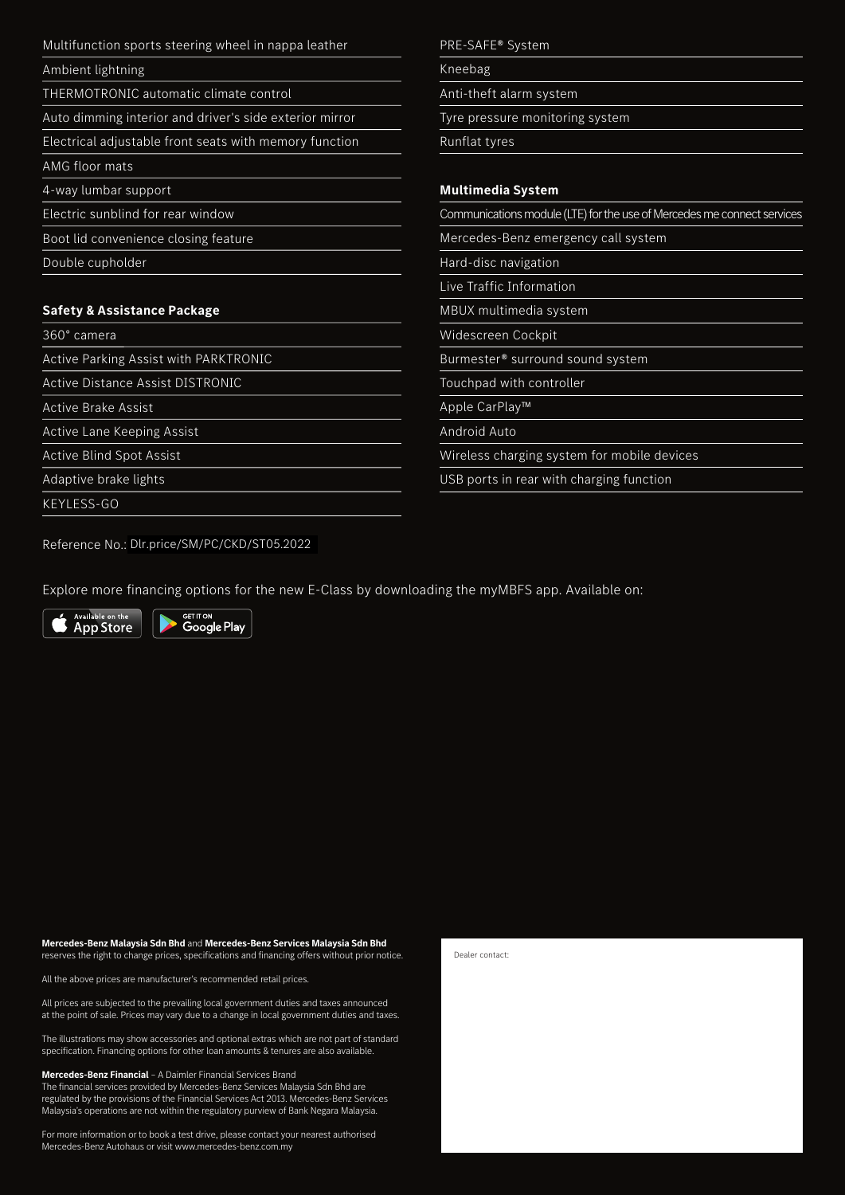Multifunction sports steering wheel in nappa leather

Ambient lightning

THERMOTRONIC automatic climate control

Auto dimming interior and driver's side exterior mirror

Electrical adjustable front seats with memory function

AMG floor mats

4-way lumbar support

Electric sunblind for rear window

Boot lid convenience closing feature

Double cupholder

**Safety & Assistance Package**

360° camera

Active Parking Assist with PARKTRONIC

Active Distance Assist DISTRONIC

Active Brake Assist

Active Lane Keeping Assist

Active Blind Spot Assist

Adaptive brake lights

KEYLESS-GO

PRE-SAFE® System

Kneebag

Anti-theft alarm system

Tyre pressure monitoring system

Runflat tyres

**Multimedia System**

Communications module (LTE) for the use of Mercedes me connect services

Mercedes-Benz emergency call system

Hard-disc navigation

Live Traffic Information

MBUX multimedia system

Widescreen Cockpit

Burmester® surround sound system

Touchpad with controller

Apple CarPlay™

Android Auto

Wireless charging system for mobile devices

USB ports in rear with charging function

Reference No.: Dlr.price/SM/PC/CKD/ST05.2022

Explore more financing options for the new E-Class by downloading the myMBFS app. Available on:

Available on the App Store

GET IT ON Google Play

**Mercedes-Benz Malaysia Sdn Bhd** and **Mercedes-Benz Services Malaysia Sdn Bhd** reserves the right to change prices, specifications and financing offers without prior notice.

All the above prices are manufacturer's recommended retail prices.

All prices are subjected to the prevailing local government duties and taxes announced at the point of sale. Prices may vary due to a change in local government duties and taxes.

The illustrations may show accessories and optional extras which are not part of standard specification. Financing options for other loan amounts & tenures are also available.

**Mercedes-Benz Financial** – A Daimler Financial Services Brand
The financial services provided by Mercedes-Benz Services Malaysia Sdn Bhd are regulated by the provisions of the Financial Services Act 2013. Mercedes-Benz Services Malaysia's operations are not within the regulatory purview of Bank Negara Malaysia.

For more information or to book a test drive, please contact your nearest authorised Mercedes-Benz Autohaus or visit www.mercedes-benz.com.my

Dealer contact: